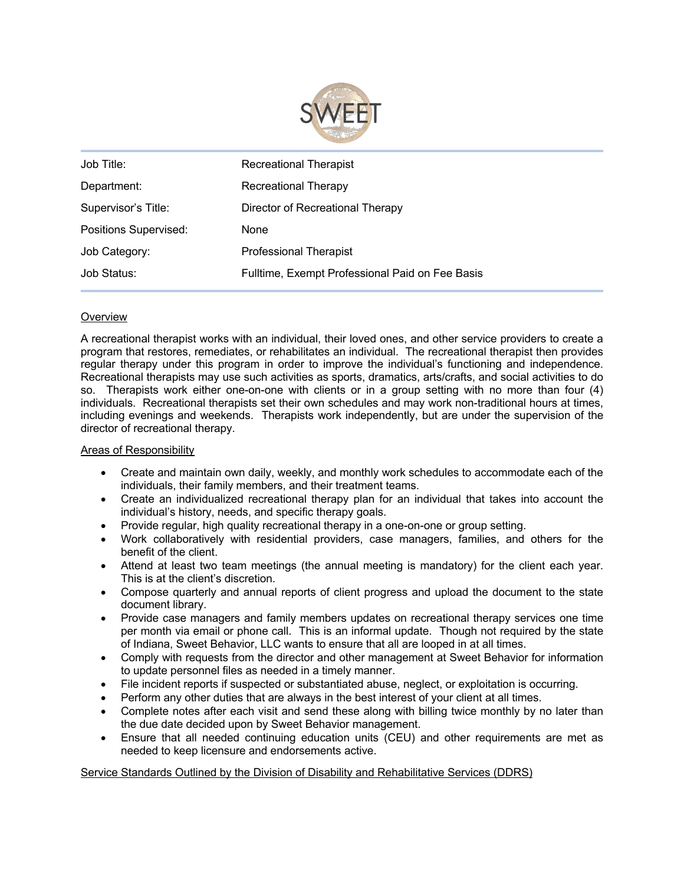SWEET

| Job Title: | Recreational Therapist |
| --- | --- |
| Department: | Recreational Therapy |
| Supervisor's Title: | Director of Recreational Therapy |
| Positions Supervised: | None |
| Job Category: | Professional Therapist |
| Job Status: | Fulltime, Exempt Professional Paid on Fee Basis |

## Overview

A recreational therapist works with an individual, their loved ones, and other service providers to create a program that restores, remediates, or rehabilitates an individual. The recreational therapist then provides regular therapy under this program in order to improve the individual's functioning and independence. Recreational therapists may use such activities as sports, dramatics, arts/crafts, and social activities to do so. Therapists work either one-on-one with clients or in a group setting with no more than four (4) individuals. Recreational therapists set their own schedules and may work non-traditional hours at times, including evenings and weekends. Therapists work independently, but are under the supervision of the director of recreational therapy.

## Areas of Responsibility

- Create and maintain own daily, weekly, and monthly work schedules to accommodate each of the individuals, their family members, and their treatment teams.
- Create an individualized recreational therapy plan for an individual that takes into account the individual's history, needs, and specific therapy goals.
- Provide regular, high quality recreational therapy in a one-on-one or group setting.
- Work collaboratively with residential providers, case managers, families, and others for the benefit of the client.
- Attend at least two team meetings (the annual meeting is mandatory) for the client each year. This is at the client's discretion.
- Compose quarterly and annual reports of client progress and upload the document to the state document library.
- Provide case managers and family members updates on recreational therapy services one time per month via email or phone call. This is an informal update. Though not required by the state of Indiana, Sweet Behavior, LLC wants to ensure that all are looped in at all times.
- Comply with requests from the director and other management at Sweet Behavior for information to update personnel files as needed in a timely manner.
- File incident reports if suspected or substantiated abuse, neglect, or exploitation is occurring.
- Perform any other duties that are always in the best interest of your client at all times.
- Complete notes after each visit and send these along with billing twice monthly by no later than the due date decided upon by Sweet Behavior management.
- Ensure that all needed continuing education units (CEU) and other requirements are met as needed to keep licensure and endorsements active.

## Service Standards Outlined by the Division of Disability and Rehabilitative Services (DDRS)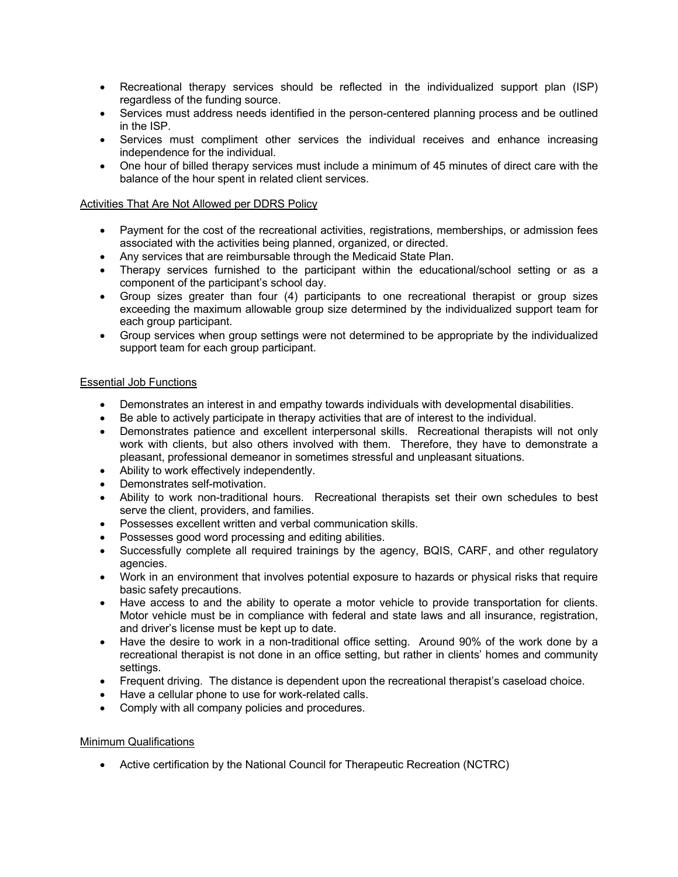- Recreational therapy services should be reflected in the individualized support plan (ISP) regardless of the funding source.
- Services must address needs identified in the person-centered planning process and be outlined in the ISP.
- Services must compliment other services the individual receives and enhance increasing independence for the individual.
- One hour of billed therapy services must include a minimum of 45 minutes of direct care with the balance of the hour spent in related client services.

## Activities That Are Not Allowed per DDRS Policy

- Payment for the cost of the recreational activities, registrations, memberships, or admission fees associated with the activities being planned, organized, or directed.
- Any services that are reimbursable through the Medicaid State Plan.
- Therapy services furnished to the participant within the educational/school setting or as a component of the participant's school day.
- Group sizes greater than four (4) participants to one recreational therapist or group sizes exceeding the maximum allowable group size determined by the individualized support team for each group participant.
- Group services when group settings were not determined to be appropriate by the individualized support team for each group participant.

## Essential Job Functions

- Demonstrates an interest in and empathy towards individuals with developmental disabilities.
- Be able to actively participate in therapy activities that are of interest to the individual.
- Demonstrates patience and excellent interpersonal skills. Recreational therapists will not only work with clients, but also others involved with them. Therefore, they have to demonstrate a pleasant, professional demeanor in sometimes stressful and unpleasant situations.
- Ability to work effectively independently.
- Demonstrates self-motivation.
- Ability to work non-traditional hours. Recreational therapists set their own schedules to best serve the client, providers, and families.
- Possesses excellent written and verbal communication skills.
- Possesses good word processing and editing abilities.
- Successfully complete all required trainings by the agency, BQIS, CARF, and other regulatory agencies.
- Work in an environment that involves potential exposure to hazards or physical risks that require basic safety precautions.
- Have access to and the ability to operate a motor vehicle to provide transportation for clients. Motor vehicle must be in compliance with federal and state laws and all insurance, registration, and driver's license must be kept up to date.
- Have the desire to work in a non-traditional office setting. Around 90% of the work done by a recreational therapist is not done in an office setting, but rather in clients' homes and community settings.
- Frequent driving. The distance is dependent upon the recreational therapist's caseload choice.
- Have a cellular phone to use for work-related calls.
- Comply with all company policies and procedures.

## Minimum Qualifications

- Active certification by the National Council for Therapeutic Recreation (NCTRC)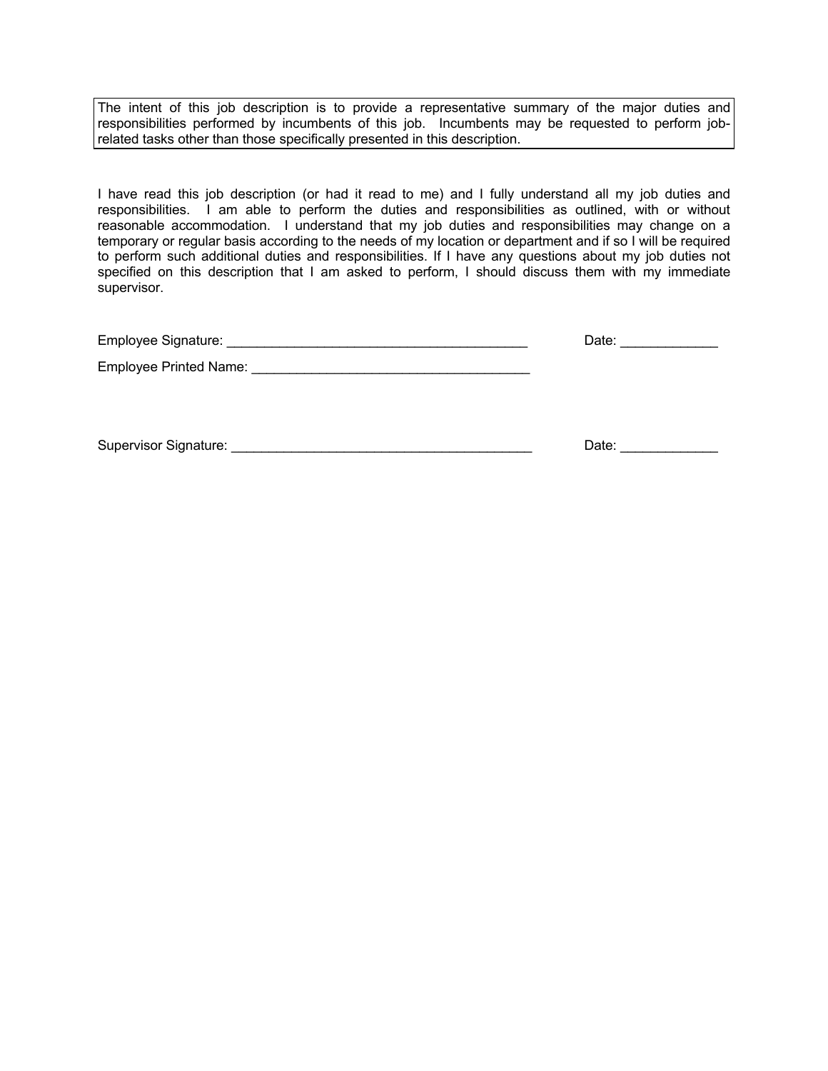The intent of this job description is to provide a representative summary of the major duties and responsibilities performed by incumbents of this job. Incumbents may be requested to perform job-related tasks other than those specifically presented in this description.

I have read this job description (or had it read to me) and I fully understand all my job duties and responsibilities. I am able to perform the duties and responsibilities as outlined, with or without reasonable accommodation. I understand that my job duties and responsibilities may change on a temporary or regular basis according to the needs of my location or department and if so I will be required to perform such additional duties and responsibilities. If I have any questions about my job duties not specified on this description that I am asked to perform, I should discuss them with my immediate supervisor.

Employee Signature: ________________________________________ Date: _____________

Employee Printed Name: ____________________________________

Supervisor Signature: ________________________________________ Date: _____________